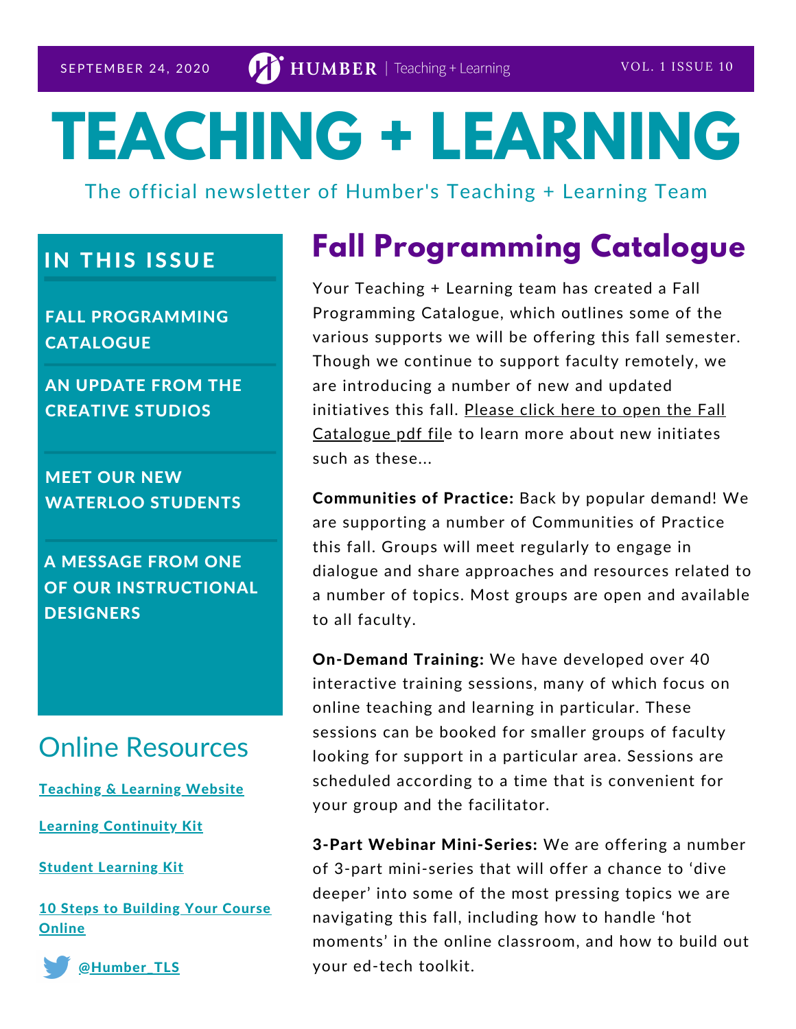SEPTEMBER 24, 2020 | HUMBER | Teaching + Learning | VOL. 1 ISSUE 10

# TEACHING + LEARNING

The official newsletter of Humber's Teaching + Learning Team

## IN THIS ISSUE

- FALL PROGRAMMING CATALOGUE
- AN UPDATE FROM THE CREATIVE STUDIOS
- MEET OUR NEW WATERLOO STUDENTS
- A MESSAGE FROM ONE OF OUR INSTRUCTIONAL DESIGNERS

## Online Resources

Teaching & Learning Website

Learning Continuity Kit

Student Learning Kit

10 Steps to Building Your Course Online

@Humber_TLS

## Fall Programming Catalogue

Your Teaching + Learning team has created a Fall Programming Catalogue, which outlines some of the various supports we will be offering this fall semester. Though we continue to support faculty remotely, we are introducing a number of new and updated initiatives this fall. Please click here to open the Fall Catalogue pdf file to learn more about new initiates such as these...

**Communities of Practice:** Back by popular demand! We are supporting a number of Communities of Practice this fall. Groups will meet regularly to engage in dialogue and share approaches and resources related to a number of topics. Most groups are open and available to all faculty.

**On-Demand Training:** We have developed over 40 interactive training sessions, many of which focus on online teaching and learning in particular. These sessions can be booked for smaller groups of faculty looking for support in a particular area. Sessions are scheduled according to a time that is convenient for your group and the facilitator.

**3-Part Webinar Mini-Series:** We are offering a number of 3-part mini-series that will offer a chance to 'dive deeper' into some of the most pressing topics we are navigating this fall, including how to handle 'hot moments' in the online classroom, and how to build out your ed-tech toolkit.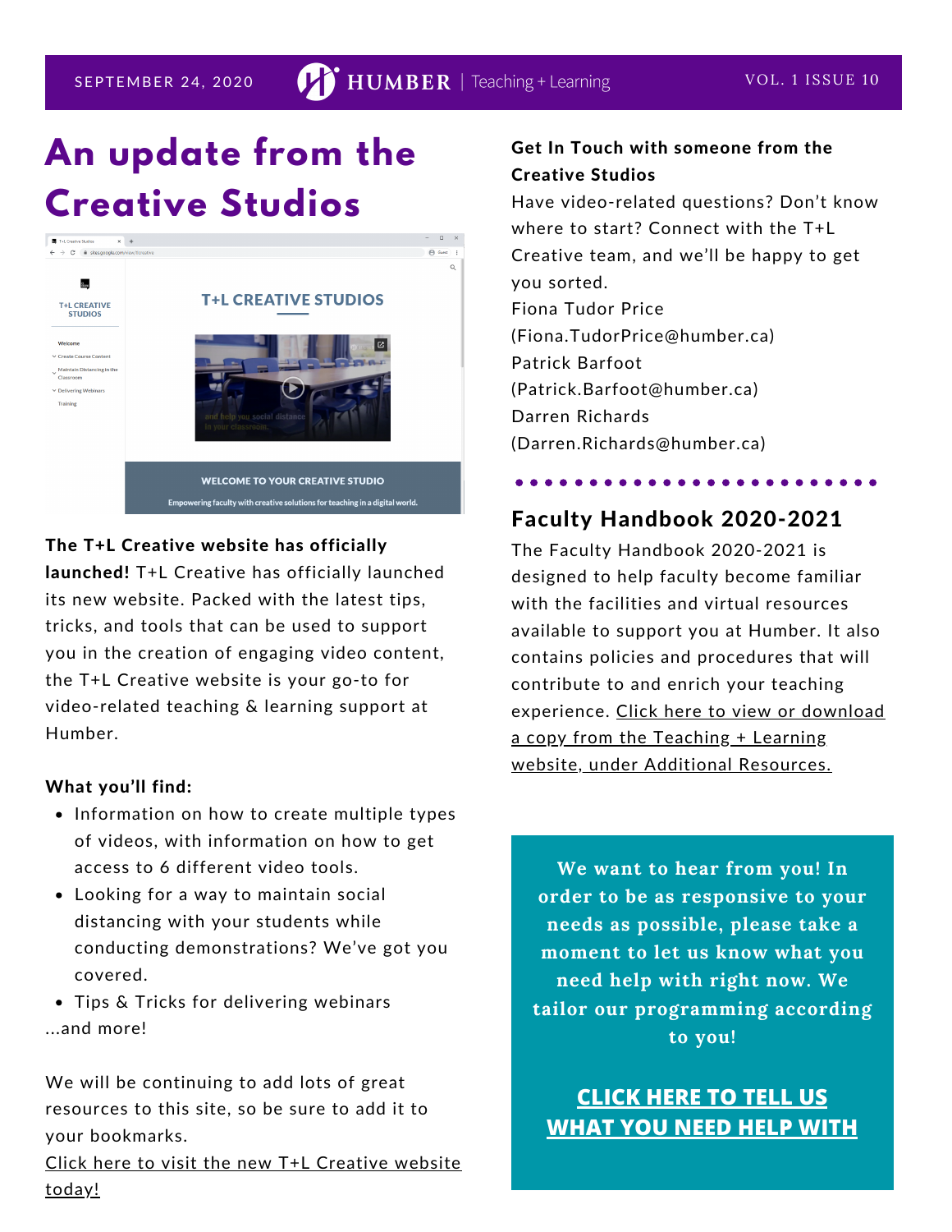# An update from the Creative Studios

**The T+L Creative website has officially launched!** T+L Creative has officially launched its new website. Packed with the latest tips, tricks, and tools that can be used to support you in the creation of engaging video content, the T+L Creative website is your go-to for video-related teaching & learning support at Humber.

**What you'll find:**

- Information on how to create multiple types of videos, with information on how to get access to 6 different video tools.
- Looking for a way to maintain social distancing with your students while conducting demonstrations? We've got you covered.
- Tips & Tricks for delivering webinars

...and more!

We will be continuing to add lots of great resources to this site, so be sure to add it to your bookmarks.

Click here to visit the new T+L Creative website today!

**Get In Touch with someone from the Creative Studios**

Have video-related questions? Don't know where to start? Connect with the T+L Creative team, and we'll be happy to get you sorted.

Fiona Tudor Price
(Fiona.TudorPrice@humber.ca)
Patrick Barfoot
(Patrick.Barfoot@humber.ca)
Darren Richards
(Darren.Richards@humber.ca)

## Faculty Handbook 2020-2021

The Faculty Handbook 2020-2021 is designed to help faculty become familiar with the facilities and virtual resources available to support you at Humber. It also contains policies and procedures that will contribute to and enrich your teaching experience. Click here to view or download a copy from the Teaching + Learning website, under Additional Resources.

**We want to hear from you! In order to be as responsive to your needs as possible, please take a moment to let us know what you need help with right now. We tailor our programming according to you!**

**CLICK HERE TO TELL US WHAT YOU NEED HELP WITH**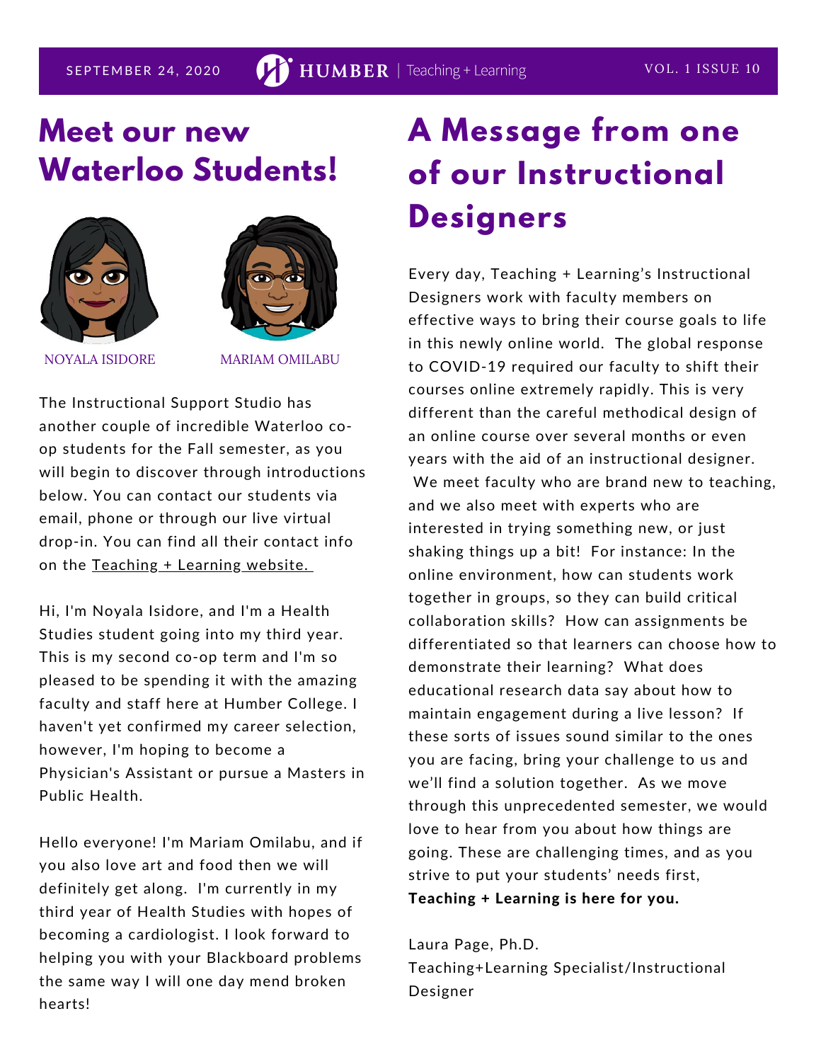# Meet our new Waterloo Students!

NOYALA ISIDORE

MARIAM OMILABU

The Instructional Support Studio has another couple of incredible Waterloo co-op students for the Fall semester, as you will begin to discover through introductions below. You can contact our students via email, phone or through our live virtual drop-in. You can find all their contact info on the Teaching + Learning website.

Hi, I'm Noyala Isidore, and I'm a Health Studies student going into my third year. This is my second co-op term and I'm so pleased to be spending it with the amazing faculty and staff here at Humber College. I haven't yet confirmed my career selection, however, I'm hoping to become a Physician's Assistant or pursue a Masters in Public Health.

Hello everyone! I'm Mariam Omilabu, and if you also love art and food then we will definitely get along. I'm currently in my third year of Health Studies with hopes of becoming a cardiologist. I look forward to helping you with your Blackboard problems the same way I will one day mend broken hearts!

# A Message from one of our Instructional Designers

Every day, Teaching + Learning's Instructional Designers work with faculty members on effective ways to bring their course goals to life in this newly online world. The global response to COVID-19 required our faculty to shift their courses online extremely rapidly. This is very different than the careful methodical design of an online course over several months or even years with the aid of an instructional designer. We meet faculty who are brand new to teaching, and we also meet with experts who are interested in trying something new, or just shaking things up a bit! For instance: In the online environment, how can students work together in groups, so they can build critical collaboration skills? How can assignments be differentiated so that learners can choose how to demonstrate their learning? What does educational research data say about how to maintain engagement during a live lesson? If these sorts of issues sound similar to the ones you are facing, bring your challenge to us and we'll find a solution together. As we move through this unprecedented semester, we would love to hear from you about how things are going. These are challenging times, and as you strive to put your students' needs first, **Teaching + Learning is here for you.**

Laura Page, Ph.D.
Teaching+Learning Specialist/Instructional Designer